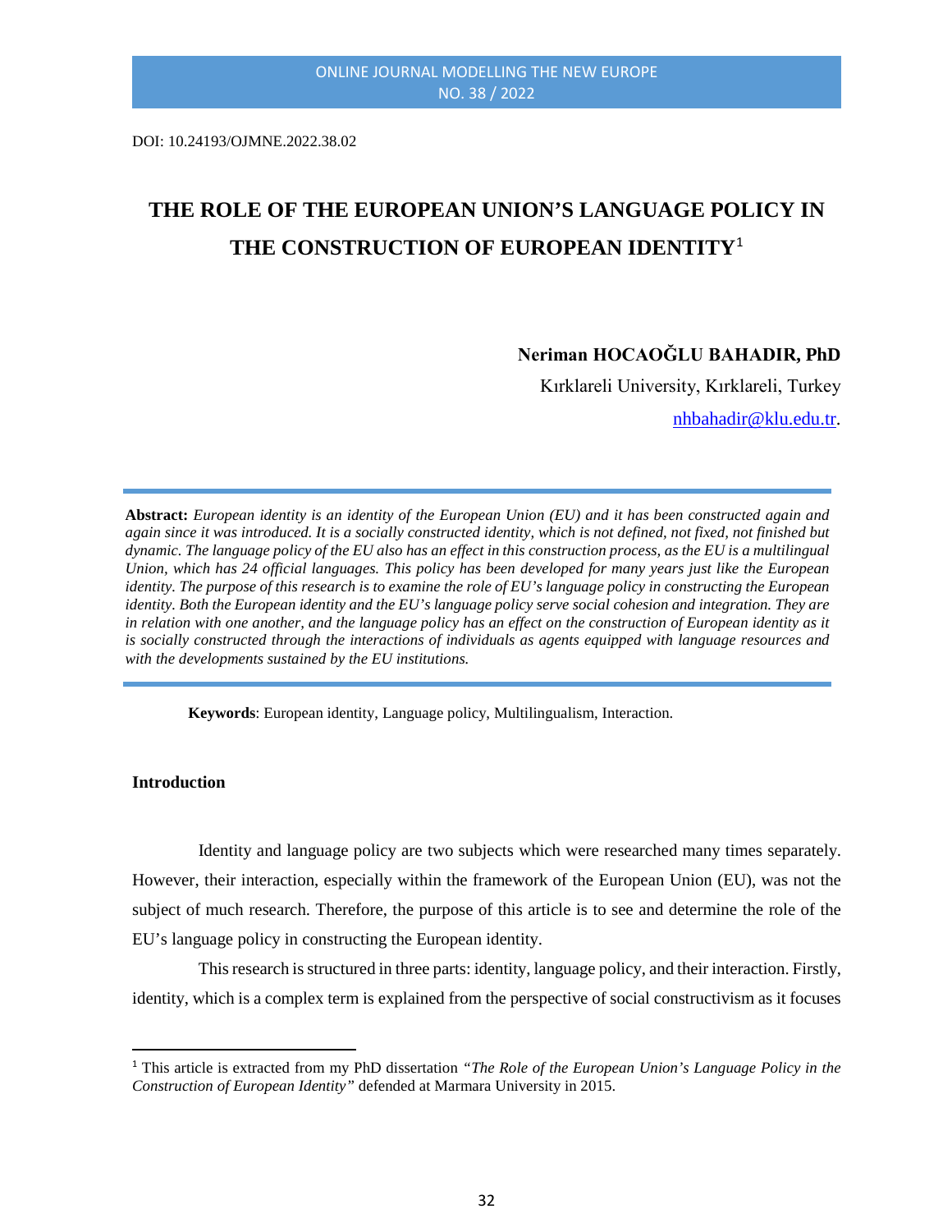DOI: 10.24193/OJMNE.2022.38.02

# THE ROLE OF THE EUROPEAN UNION'S LANGUAGE POLICY IN THE CONSTRUCTION OF EUROPEAN IDENTITY[1]

**Neriman HOCAOĞLU BAHADIR, PhD**

Kırklareli University, Kırklareli, Turkey

nhbahadir@klu.edu.tr.

**Abstract:** *European identity is an identity of the European Union (EU) and it has been constructed again and again since it was introduced. It is a socially constructed identity, which is not defined, not fixed, not finished but dynamic. The language policy of the EU also has an effect in this construction process, as the EU is a multilingual Union, which has 24 official languages. This policy has been developed for many years just like the European identity. The purpose of this research is to examine the role of EU's language policy in constructing the European identity. Both the European identity and the EU's language policy serve social cohesion and integration. They are in relation with one another, and the language policy has an effect on the construction of European identity as it is socially constructed through the interactions of individuals as agents equipped with language resources and with the developments sustained by the EU institutions.*

**Keywords**: European identity, Language policy, Multilingualism, Interaction.

## Introduction

Identity and language policy are two subjects which were researched many times separately. However, their interaction, especially within the framework of the European Union (EU), was not the subject of much research. Therefore, the purpose of this article is to see and determine the role of the EU's language policy in constructing the European identity.

This research is structured in three parts: identity, language policy, and their interaction. Firstly, identity, which is a complex term is explained from the perspective of social constructivism as it focuses

---

[1] This article is extracted from my PhD dissertation *"The Role of the European Union's Language Policy in the Construction of European Identity"* defended at Marmara University in 2015.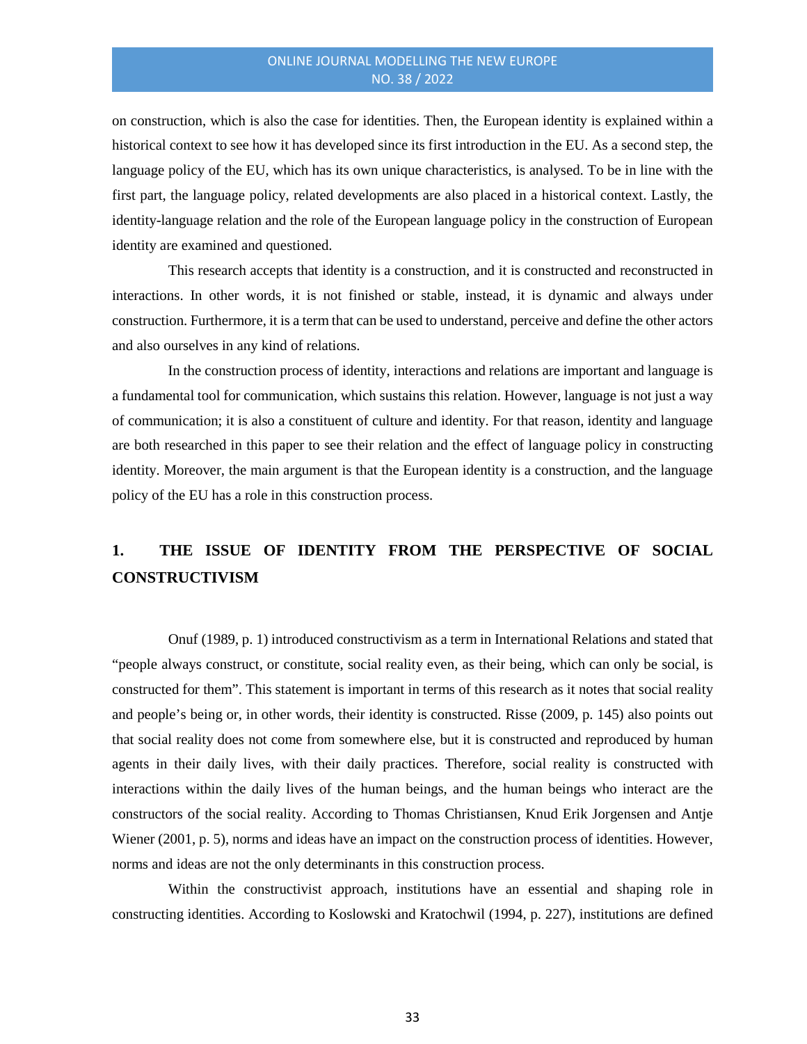on construction, which is also the case for identities. Then, the European identity is explained within a historical context to see how it has developed since its first introduction in the EU. As a second step, the language policy of the EU, which has its own unique characteristics, is analysed. To be in line with the first part, the language policy, related developments are also placed in a historical context. Lastly, the identity-language relation and the role of the European language policy in the construction of European identity are examined and questioned.

This research accepts that identity is a construction, and it is constructed and reconstructed in interactions. In other words, it is not finished or stable, instead, it is dynamic and always under construction. Furthermore, it is a term that can be used to understand, perceive and define the other actors and also ourselves in any kind of relations.

In the construction process of identity, interactions and relations are important and language is a fundamental tool for communication, which sustains this relation. However, language is not just a way of communication; it is also a constituent of culture and identity. For that reason, identity and language are both researched in this paper to see their relation and the effect of language policy in constructing identity. Moreover, the main argument is that the European identity is a construction, and the language policy of the EU has a role in this construction process.

## 1. THE ISSUE OF IDENTITY FROM THE PERSPECTIVE OF SOCIAL CONSTRUCTIVISM

Onuf (1989, p. 1) introduced constructivism as a term in International Relations and stated that "people always construct, or constitute, social reality even, as their being, which can only be social, is constructed for them". This statement is important in terms of this research as it notes that social reality and people's being or, in other words, their identity is constructed. Risse (2009, p. 145) also points out that social reality does not come from somewhere else, but it is constructed and reproduced by human agents in their daily lives, with their daily practices. Therefore, social reality is constructed with interactions within the daily lives of the human beings, and the human beings who interact are the constructors of the social reality. According to Thomas Christiansen, Knud Erik Jorgensen and Antje Wiener (2001, p. 5), norms and ideas have an impact on the construction process of identities. However, norms and ideas are not the only determinants in this construction process.

Within the constructivist approach, institutions have an essential and shaping role in constructing identities. According to Koslowski and Kratochwil (1994, p. 227), institutions are defined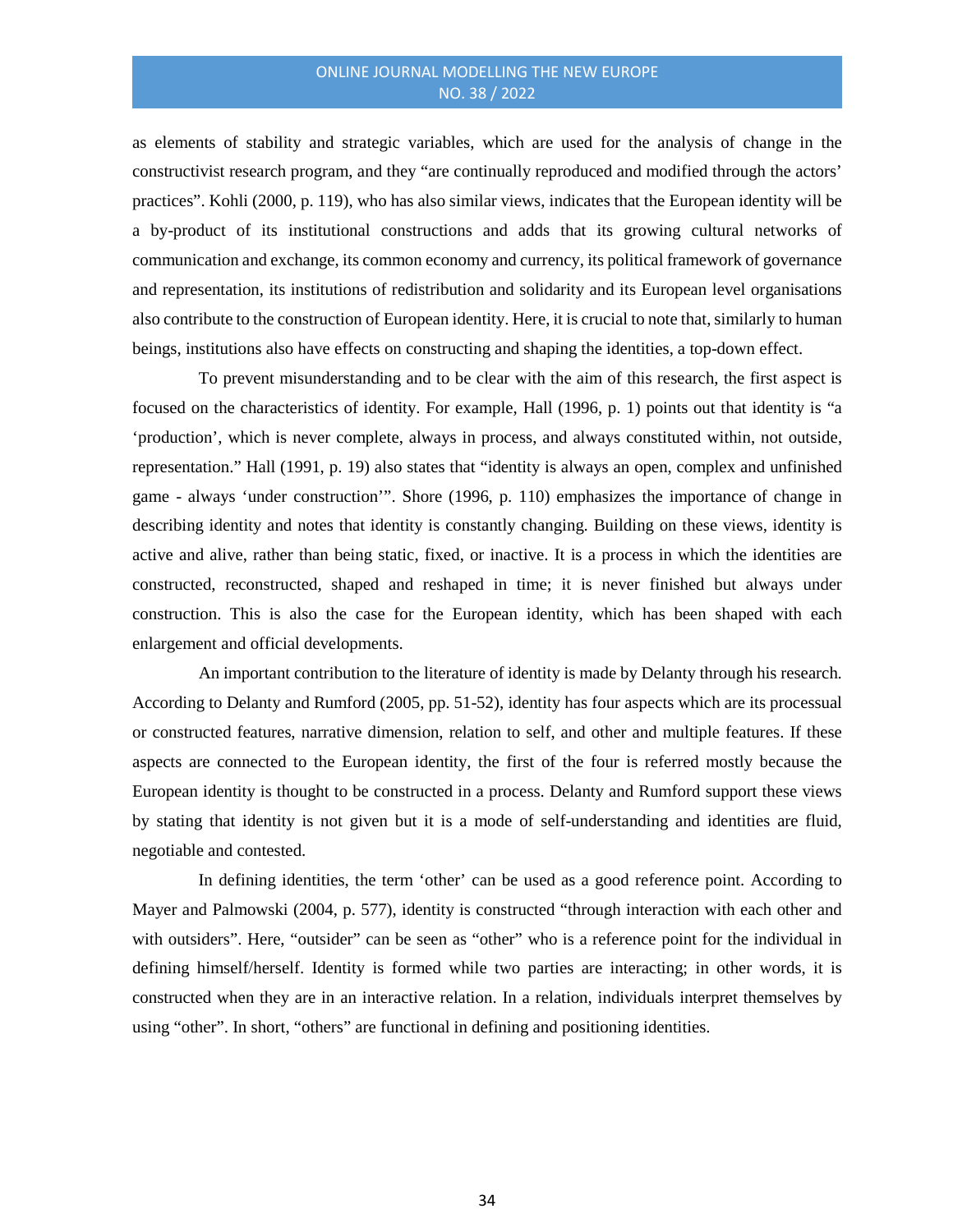as elements of stability and strategic variables, which are used for the analysis of change in the constructivist research program, and they "are continually reproduced and modified through the actors' practices". Kohli (2000, p. 119), who has also similar views, indicates that the European identity will be a by-product of its institutional constructions and adds that its growing cultural networks of communication and exchange, its common economy and currency, its political framework of governance and representation, its institutions of redistribution and solidarity and its European level organisations also contribute to the construction of European identity. Here, it is crucial to note that, similarly to human beings, institutions also have effects on constructing and shaping the identities, a top-down effect.

To prevent misunderstanding and to be clear with the aim of this research, the first aspect is focused on the characteristics of identity. For example, Hall (1996, p. 1) points out that identity is "a 'production', which is never complete, always in process, and always constituted within, not outside, representation." Hall (1991, p. 19) also states that "identity is always an open, complex and unfinished game - always 'under construction'". Shore (1996, p. 110) emphasizes the importance of change in describing identity and notes that identity is constantly changing. Building on these views, identity is active and alive, rather than being static, fixed, or inactive. It is a process in which the identities are constructed, reconstructed, shaped and reshaped in time; it is never finished but always under construction. This is also the case for the European identity, which has been shaped with each enlargement and official developments.

An important contribution to the literature of identity is made by Delanty through his research. According to Delanty and Rumford (2005, pp. 51-52), identity has four aspects which are its processual or constructed features, narrative dimension, relation to self, and other and multiple features. If these aspects are connected to the European identity, the first of the four is referred mostly because the European identity is thought to be constructed in a process. Delanty and Rumford support these views by stating that identity is not given but it is a mode of self-understanding and identities are fluid, negotiable and contested.

In defining identities, the term 'other' can be used as a good reference point. According to Mayer and Palmowski (2004, p. 577), identity is constructed "through interaction with each other and with outsiders". Here, "outsider" can be seen as "other" who is a reference point for the individual in defining himself/herself. Identity is formed while two parties are interacting; in other words, it is constructed when they are in an interactive relation. In a relation, individuals interpret themselves by using "other". In short, "others" are functional in defining and positioning identities.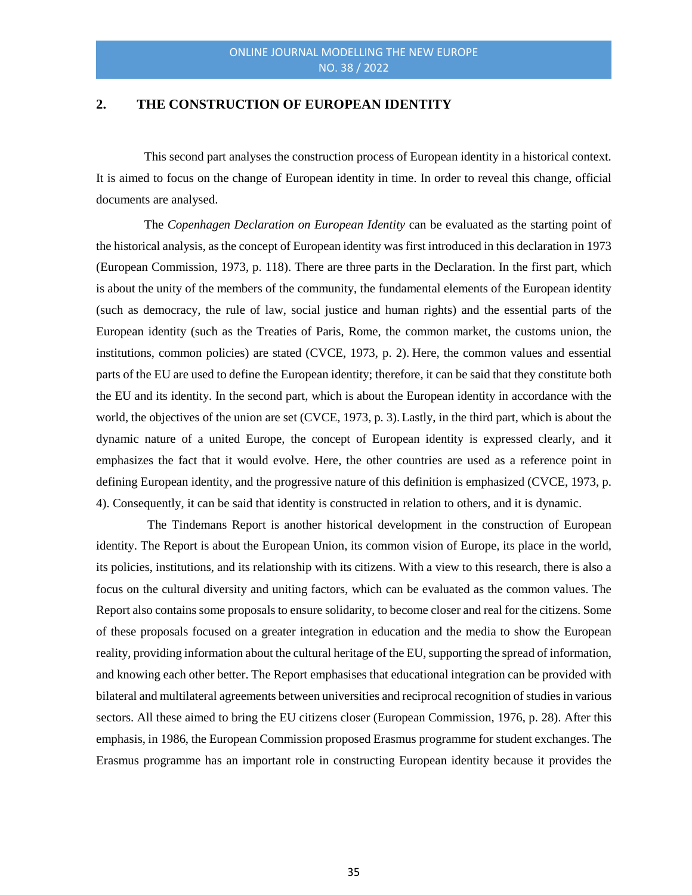## 2. THE CONSTRUCTION OF EUROPEAN IDENTITY

This second part analyses the construction process of European identity in a historical context. It is aimed to focus on the change of European identity in time. In order to reveal this change, official documents are analysed.

The *Copenhagen Declaration on European Identity* can be evaluated as the starting point of the historical analysis, as the concept of European identity was first introduced in this declaration in 1973 (European Commission, 1973, p. 118). There are three parts in the Declaration. In the first part, which is about the unity of the members of the community, the fundamental elements of the European identity (such as democracy, the rule of law, social justice and human rights) and the essential parts of the European identity (such as the Treaties of Paris, Rome, the common market, the customs union, the institutions, common policies) are stated (CVCE, 1973, p. 2). Here, the common values and essential parts of the EU are used to define the European identity; therefore, it can be said that they constitute both the EU and its identity. In the second part, which is about the European identity in accordance with the world, the objectives of the union are set (CVCE, 1973, p. 3). Lastly, in the third part, which is about the dynamic nature of a united Europe, the concept of European identity is expressed clearly, and it emphasizes the fact that it would evolve. Here, the other countries are used as a reference point in defining European identity, and the progressive nature of this definition is emphasized (CVCE, 1973, p. 4). Consequently, it can be said that identity is constructed in relation to others, and it is dynamic.

The Tindemans Report is another historical development in the construction of European identity. The Report is about the European Union, its common vision of Europe, its place in the world, its policies, institutions, and its relationship with its citizens. With a view to this research, there is also a focus on the cultural diversity and uniting factors, which can be evaluated as the common values. The Report also contains some proposals to ensure solidarity, to become closer and real for the citizens. Some of these proposals focused on a greater integration in education and the media to show the European reality, providing information about the cultural heritage of the EU, supporting the spread of information, and knowing each other better. The Report emphasises that educational integration can be provided with bilateral and multilateral agreements between universities and reciprocal recognition of studies in various sectors. All these aimed to bring the EU citizens closer (European Commission, 1976, p. 28). After this emphasis, in 1986, the European Commission proposed Erasmus programme for student exchanges. The Erasmus programme has an important role in constructing European identity because it provides the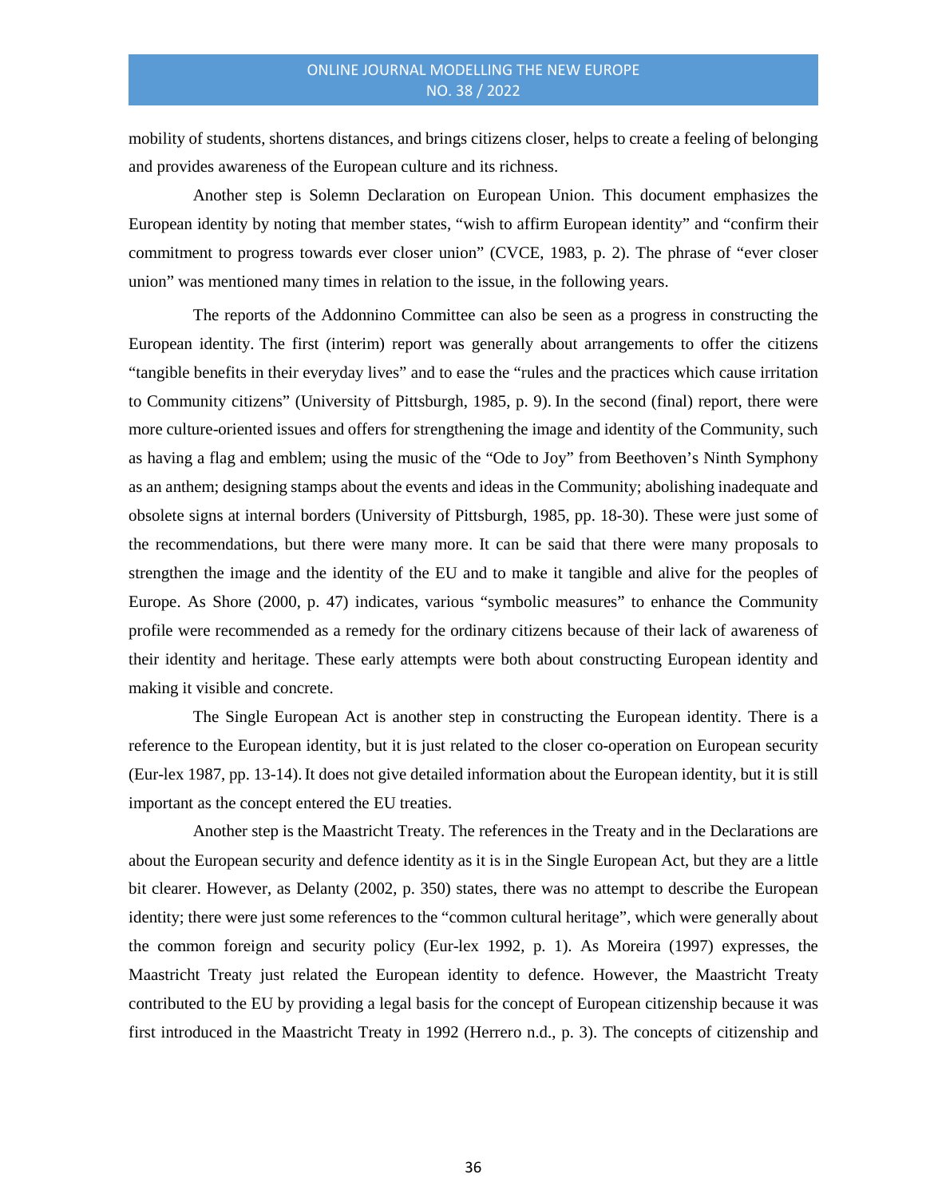mobility of students, shortens distances, and brings citizens closer, helps to create a feeling of belonging and provides awareness of the European culture and its richness.

Another step is Solemn Declaration on European Union. This document emphasizes the European identity by noting that member states, "wish to affirm European identity" and "confirm their commitment to progress towards ever closer union" (CVCE, 1983, p. 2). The phrase of "ever closer union" was mentioned many times in relation to the issue, in the following years.

The reports of the Addonnino Committee can also be seen as a progress in constructing the European identity. The first (interim) report was generally about arrangements to offer the citizens "tangible benefits in their everyday lives" and to ease the "rules and the practices which cause irritation to Community citizens" (University of Pittsburgh, 1985, p. 9). In the second (final) report, there were more culture-oriented issues and offers for strengthening the image and identity of the Community, such as having a flag and emblem; using the music of the "Ode to Joy" from Beethoven's Ninth Symphony as an anthem; designing stamps about the events and ideas in the Community; abolishing inadequate and obsolete signs at internal borders (University of Pittsburgh, 1985, pp. 18-30). These were just some of the recommendations, but there were many more. It can be said that there were many proposals to strengthen the image and the identity of the EU and to make it tangible and alive for the peoples of Europe. As Shore (2000, p. 47) indicates, various "symbolic measures" to enhance the Community profile were recommended as a remedy for the ordinary citizens because of their lack of awareness of their identity and heritage. These early attempts were both about constructing European identity and making it visible and concrete.

The Single European Act is another step in constructing the European identity. There is a reference to the European identity, but it is just related to the closer co-operation on European security (Eur-lex 1987, pp. 13-14). It does not give detailed information about the European identity, but it is still important as the concept entered the EU treaties.

Another step is the Maastricht Treaty. The references in the Treaty and in the Declarations are about the European security and defence identity as it is in the Single European Act, but they are a little bit clearer. However, as Delanty (2002, p. 350) states, there was no attempt to describe the European identity; there were just some references to the "common cultural heritage", which were generally about the common foreign and security policy (Eur-lex 1992, p. 1). As Moreira (1997) expresses, the Maastricht Treaty just related the European identity to defence. However, the Maastricht Treaty contributed to the EU by providing a legal basis for the concept of European citizenship because it was first introduced in the Maastricht Treaty in 1992 (Herrero n.d., p. 3). The concepts of citizenship and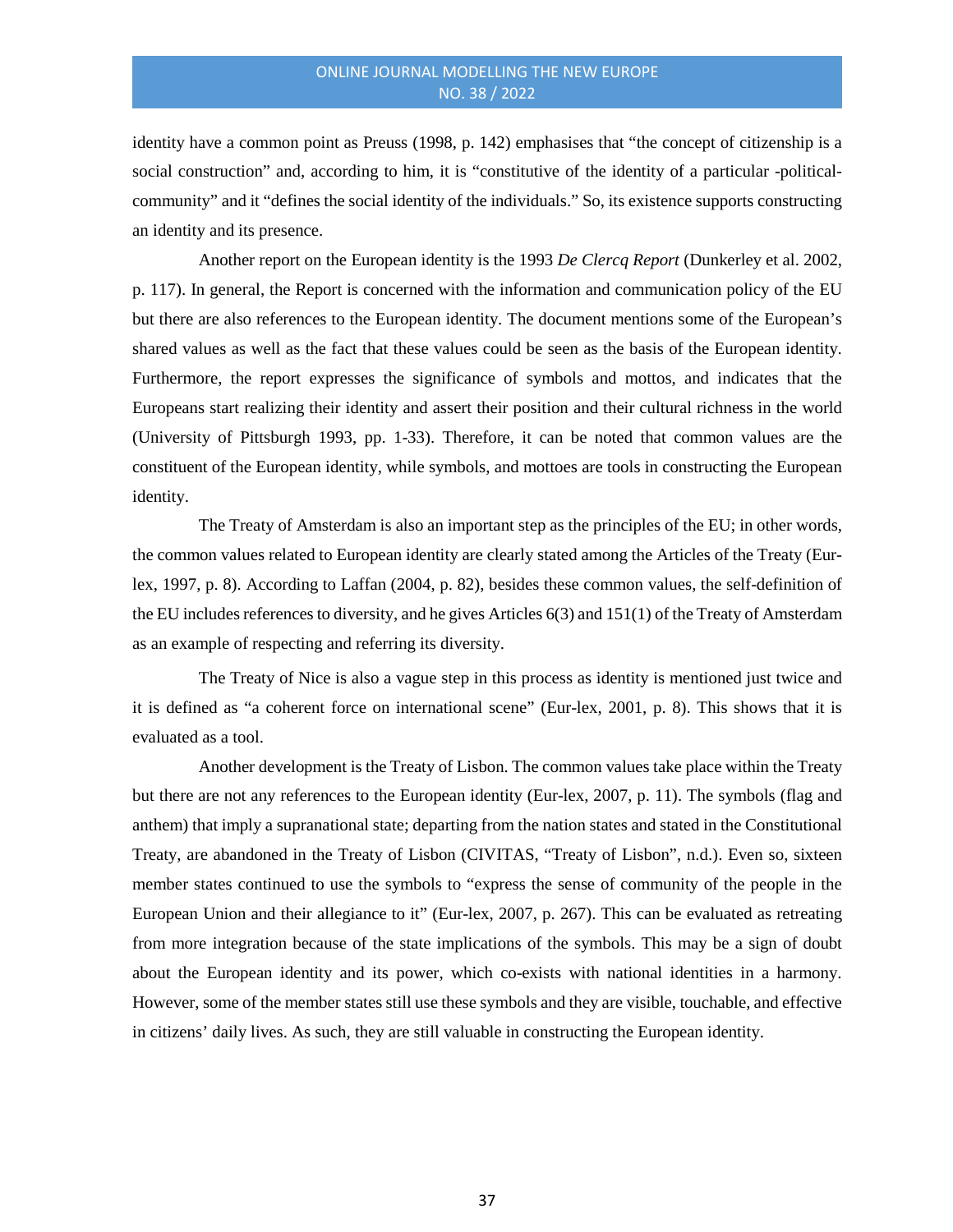identity have a common point as Preuss (1998, p. 142) emphasises that "the concept of citizenship is a social construction" and, according to him, it is "constitutive of the identity of a particular -political- community" and it "defines the social identity of the individuals." So, its existence supports constructing an identity and its presence.

Another report on the European identity is the 1993 *De Clercq Report* (Dunkerley et al. 2002, p. 117). In general, the Report is concerned with the information and communication policy of the EU but there are also references to the European identity. The document mentions some of the European's shared values as well as the fact that these values could be seen as the basis of the European identity. Furthermore, the report expresses the significance of symbols and mottos, and indicates that the Europeans start realizing their identity and assert their position and their cultural richness in the world (University of Pittsburgh 1993, pp. 1-33). Therefore, it can be noted that common values are the constituent of the European identity, while symbols, and mottoes are tools in constructing the European identity.

The Treaty of Amsterdam is also an important step as the principles of the EU; in other words, the common values related to European identity are clearly stated among the Articles of the Treaty (Eur-lex, 1997, p. 8). According to Laffan (2004, p. 82), besides these common values, the self-definition of the EU includes references to diversity, and he gives Articles 6(3) and 151(1) of the Treaty of Amsterdam as an example of respecting and referring its diversity.

The Treaty of Nice is also a vague step in this process as identity is mentioned just twice and it is defined as "a coherent force on international scene" (Eur-lex, 2001, p. 8). This shows that it is evaluated as a tool.

Another development is the Treaty of Lisbon. The common values take place within the Treaty but there are not any references to the European identity (Eur-lex, 2007, p. 11). The symbols (flag and anthem) that imply a supranational state; departing from the nation states and stated in the Constitutional Treaty, are abandoned in the Treaty of Lisbon (CIVITAS, "Treaty of Lisbon", n.d.). Even so, sixteen member states continued to use the symbols to "express the sense of community of the people in the European Union and their allegiance to it" (Eur-lex, 2007, p. 267). This can be evaluated as retreating from more integration because of the state implications of the symbols. This may be a sign of doubt about the European identity and its power, which co-exists with national identities in a harmony. However, some of the member states still use these symbols and they are visible, touchable, and effective in citizens' daily lives. As such, they are still valuable in constructing the European identity.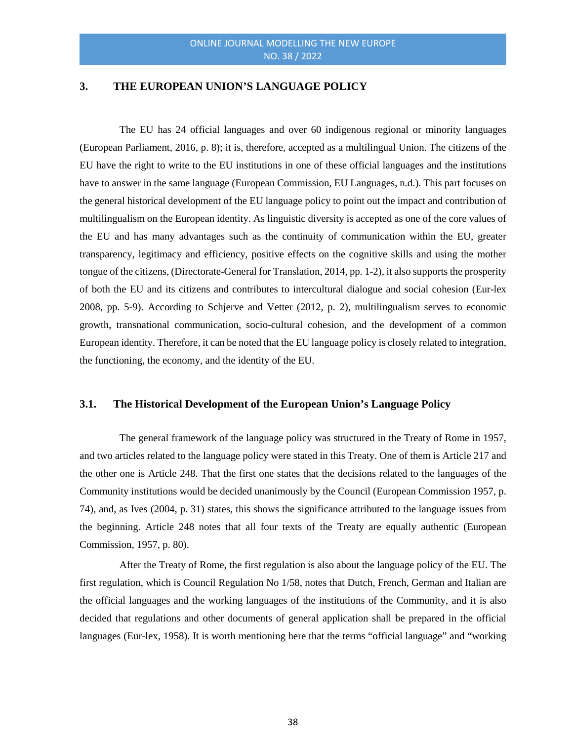## 3. THE EUROPEAN UNION'S LANGUAGE POLICY

The EU has 24 official languages and over 60 indigenous regional or minority languages (European Parliament, 2016, p. 8); it is, therefore, accepted as a multilingual Union. The citizens of the EU have the right to write to the EU institutions in one of these official languages and the institutions have to answer in the same language (European Commission, EU Languages, n.d.). This part focuses on the general historical development of the EU language policy to point out the impact and contribution of multilingualism on the European identity. As linguistic diversity is accepted as one of the core values of the EU and has many advantages such as the continuity of communication within the EU, greater transparency, legitimacy and efficiency, positive effects on the cognitive skills and using the mother tongue of the citizens, (Directorate-General for Translation, 2014, pp. 1-2), it also supports the prosperity of both the EU and its citizens and contributes to intercultural dialogue and social cohesion (Eur-lex 2008, pp. 5-9). According to Schjerve and Vetter (2012, p. 2), multilingualism serves to economic growth, transnational communication, socio-cultural cohesion, and the development of a common European identity. Therefore, it can be noted that the EU language policy is closely related to integration, the functioning, the economy, and the identity of the EU.

### 3.1. The Historical Development of the European Union's Language Policy

The general framework of the language policy was structured in the Treaty of Rome in 1957, and two articles related to the language policy were stated in this Treaty. One of them is Article 217 and the other one is Article 248. That the first one states that the decisions related to the languages of the Community institutions would be decided unanimously by the Council (European Commission 1957, p. 74), and, as Ives (2004, p. 31) states, this shows the significance attributed to the language issues from the beginning. Article 248 notes that all four texts of the Treaty are equally authentic (European Commission, 1957, p. 80).

After the Treaty of Rome, the first regulation is also about the language policy of the EU. The first regulation, which is Council Regulation No 1/58, notes that Dutch, French, German and Italian are the official languages and the working languages of the institutions of the Community, and it is also decided that regulations and other documents of general application shall be prepared in the official languages (Eur-lex, 1958). It is worth mentioning here that the terms "official language" and "working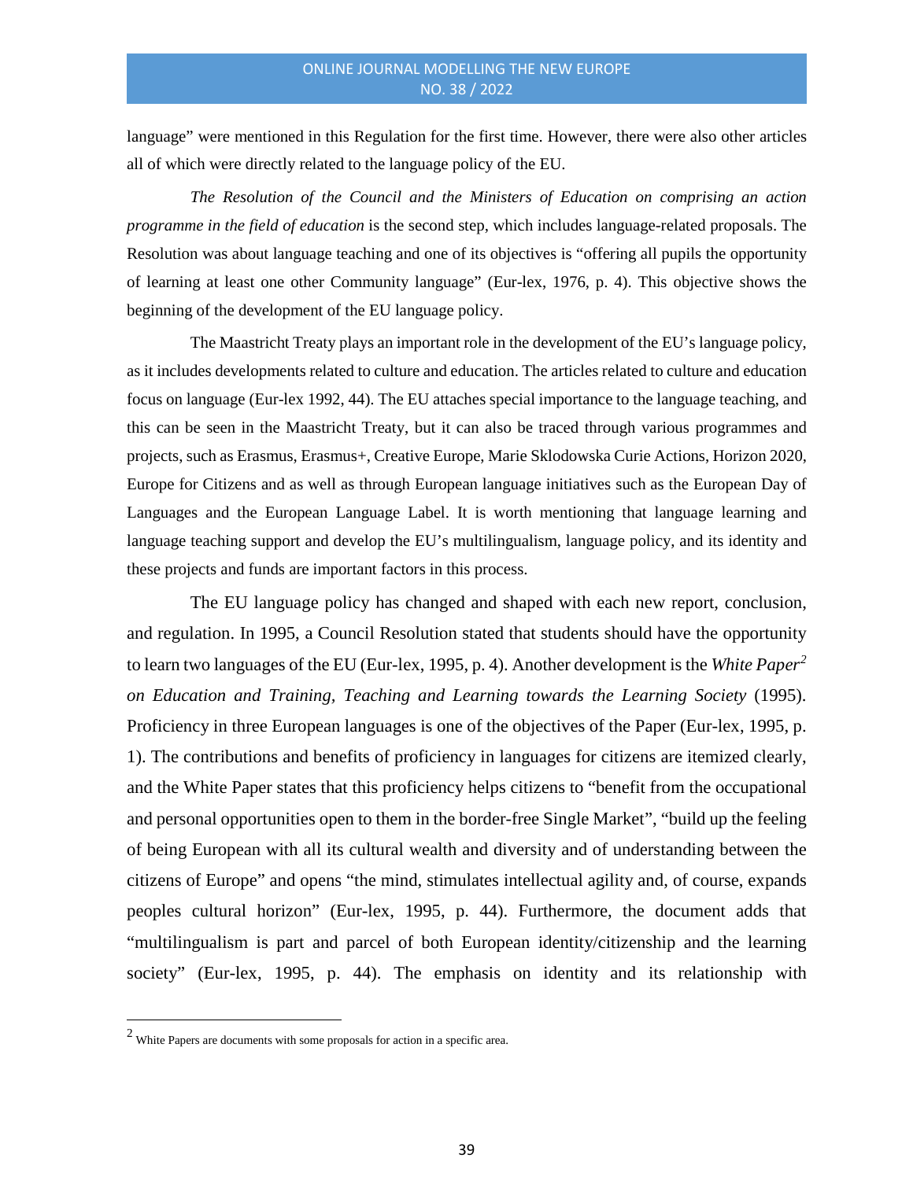language" were mentioned in this Regulation for the first time. However, there were also other articles all of which were directly related to the language policy of the EU.

*The Resolution of the Council and the Ministers of Education on comprising an action programme in the field of education* is the second step, which includes language-related proposals. The Resolution was about language teaching and one of its objectives is "offering all pupils the opportunity of learning at least one other Community language" (Eur-lex, 1976, p. 4). This objective shows the beginning of the development of the EU language policy.

The Maastricht Treaty plays an important role in the development of the EU's language policy, as it includes developments related to culture and education. The articles related to culture and education focus on language (Eur-lex 1992, 44). The EU attaches special importance to the language teaching, and this can be seen in the Maastricht Treaty, but it can also be traced through various programmes and projects, such as Erasmus, Erasmus+, Creative Europe, Marie Sklodowska Curie Actions, Horizon 2020, Europe for Citizens and as well as through European language initiatives such as the European Day of Languages and the European Language Label. It is worth mentioning that language learning and language teaching support and develop the EU's multilingualism, language policy, and its identity and these projects and funds are important factors in this process.

The EU language policy has changed and shaped with each new report, conclusion, and regulation. In 1995, a Council Resolution stated that students should have the opportunity to learn two languages of the EU (Eur-lex, 1995, p. 4). Another development is the *White Paper*[2] *on Education and Training, Teaching and Learning towards the Learning Society* (1995). Proficiency in three European languages is one of the objectives of the Paper (Eur-lex, 1995, p. 1). The contributions and benefits of proficiency in languages for citizens are itemized clearly, and the White Paper states that this proficiency helps citizens to "benefit from the occupational and personal opportunities open to them in the border-free Single Market", "build up the feeling of being European with all its cultural wealth and diversity and of understanding between the citizens of Europe" and opens "the mind, stimulates intellectual agility and, of course, expands peoples cultural horizon" (Eur-lex, 1995, p. 44). Furthermore, the document adds that "multilingualism is part and parcel of both European identity/citizenship and the learning society" (Eur-lex, 1995, p. 44). The emphasis on identity and its relationship with

[2] White Papers are documents with some proposals for action in a specific area.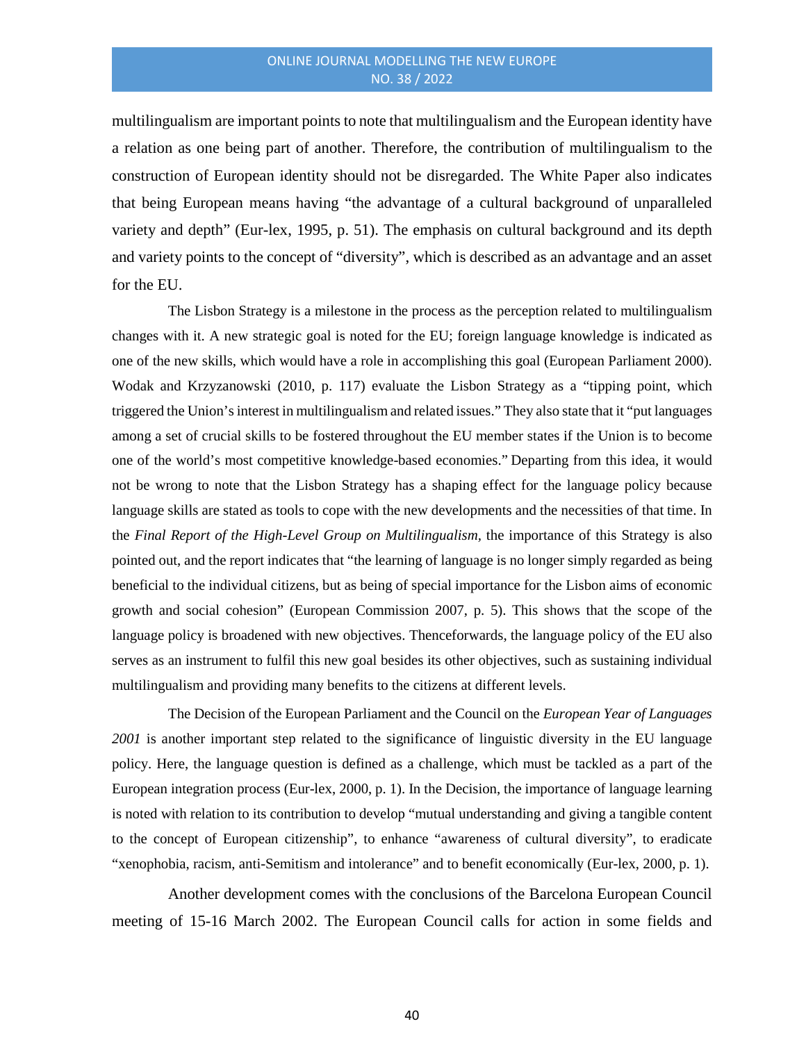multilingualism are important points to note that multilingualism and the European identity have a relation as one being part of another. Therefore, the contribution of multilingualism to the construction of European identity should not be disregarded. The White Paper also indicates that being European means having "the advantage of a cultural background of unparalleled variety and depth" (Eur-lex, 1995, p. 51). The emphasis on cultural background and its depth and variety points to the concept of "diversity", which is described as an advantage and an asset for the EU.

The Lisbon Strategy is a milestone in the process as the perception related to multilingualism changes with it. A new strategic goal is noted for the EU; foreign language knowledge is indicated as one of the new skills, which would have a role in accomplishing this goal (European Parliament 2000). Wodak and Krzyzanowski (2010, p. 117) evaluate the Lisbon Strategy as a "tipping point, which triggered the Union's interest in multilingualism and related issues." They also state that it "put languages among a set of crucial skills to be fostered throughout the EU member states if the Union is to become one of the world's most competitive knowledge-based economies." Departing from this idea, it would not be wrong to note that the Lisbon Strategy has a shaping effect for the language policy because language skills are stated as tools to cope with the new developments and the necessities of that time. In the *Final Report of the High-Level Group on Multilingualism,* the importance of this Strategy is also pointed out, and the report indicates that "the learning of language is no longer simply regarded as being beneficial to the individual citizens, but as being of special importance for the Lisbon aims of economic growth and social cohesion" (European Commission 2007, p. 5). This shows that the scope of the language policy is broadened with new objectives. Thenceforwards, the language policy of the EU also serves as an instrument to fulfil this new goal besides its other objectives, such as sustaining individual multilingualism and providing many benefits to the citizens at different levels.

The Decision of the European Parliament and the Council on the *European Year of Languages 2001* is another important step related to the significance of linguistic diversity in the EU language policy. Here, the language question is defined as a challenge, which must be tackled as a part of the European integration process (Eur-lex, 2000, p. 1). In the Decision, the importance of language learning is noted with relation to its contribution to develop "mutual understanding and giving a tangible content to the concept of European citizenship", to enhance "awareness of cultural diversity", to eradicate "xenophobia, racism, anti-Semitism and intolerance" and to benefit economically (Eur-lex, 2000, p. 1).

Another development comes with the conclusions of the Barcelona European Council meeting of 15-16 March 2002. The European Council calls for action in some fields and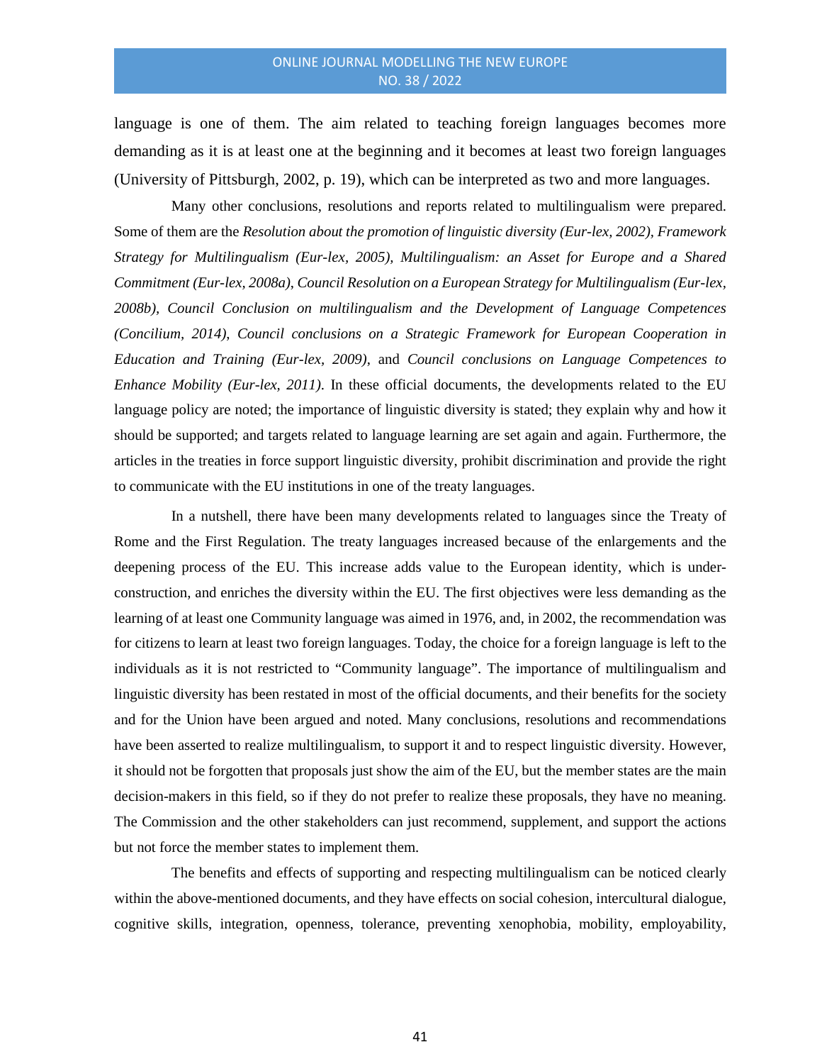language is one of them. The aim related to teaching foreign languages becomes more demanding as it is at least one at the beginning and it becomes at least two foreign languages (University of Pittsburgh, 2002, p. 19), which can be interpreted as two and more languages.

Many other conclusions, resolutions and reports related to multilingualism were prepared. Some of them are the *Resolution about the promotion of linguistic diversity (Eur-lex, 2002), Framework Strategy for Multilingualism (Eur-lex, 2005), Multilingualism: an Asset for Europe and a Shared Commitment (Eur-lex, 2008a), Council Resolution on a European Strategy for Multilingualism (Eur-lex, 2008b), Council Conclusion on multilingualism and the Development of Language Competences (Concilium, 2014), Council conclusions on a Strategic Framework for European Cooperation in Education and Training (Eur-lex, 2009)*, and *Council conclusions on Language Competences to Enhance Mobility (Eur-lex, 2011)*. In these official documents, the developments related to the EU language policy are noted; the importance of linguistic diversity is stated; they explain why and how it should be supported; and targets related to language learning are set again and again. Furthermore, the articles in the treaties in force support linguistic diversity, prohibit discrimination and provide the right to communicate with the EU institutions in one of the treaty languages.

In a nutshell, there have been many developments related to languages since the Treaty of Rome and the First Regulation. The treaty languages increased because of the enlargements and the deepening process of the EU. This increase adds value to the European identity, which is under-construction, and enriches the diversity within the EU. The first objectives were less demanding as the learning of at least one Community language was aimed in 1976, and, in 2002, the recommendation was for citizens to learn at least two foreign languages. Today, the choice for a foreign language is left to the individuals as it is not restricted to "Community language". The importance of multilingualism and linguistic diversity has been restated in most of the official documents, and their benefits for the society and for the Union have been argued and noted. Many conclusions, resolutions and recommendations have been asserted to realize multilingualism, to support it and to respect linguistic diversity. However, it should not be forgotten that proposals just show the aim of the EU, but the member states are the main decision-makers in this field, so if they do not prefer to realize these proposals, they have no meaning. The Commission and the other stakeholders can just recommend, supplement, and support the actions but not force the member states to implement them.

The benefits and effects of supporting and respecting multilingualism can be noticed clearly within the above-mentioned documents, and they have effects on social cohesion, intercultural dialogue, cognitive skills, integration, openness, tolerance, preventing xenophobia, mobility, employability,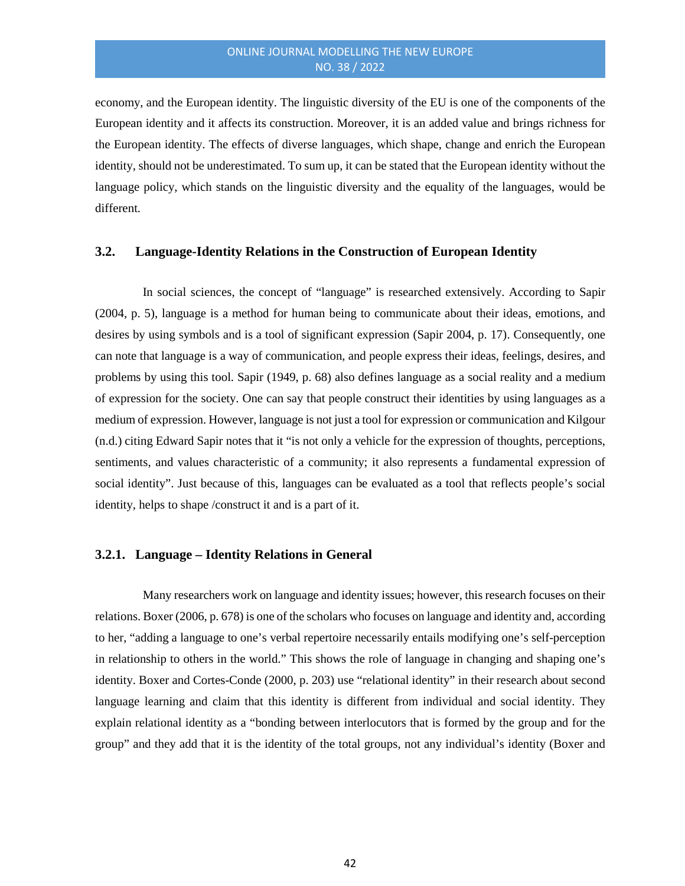economy, and the European identity. The linguistic diversity of the EU is one of the components of the European identity and it affects its construction. Moreover, it is an added value and brings richness for the European identity. The effects of diverse languages, which shape, change and enrich the European identity, should not be underestimated. To sum up, it can be stated that the European identity without the language policy, which stands on the linguistic diversity and the equality of the languages, would be different.

### 3.2. Language-Identity Relations in the Construction of European Identity

In social sciences, the concept of "language" is researched extensively. According to Sapir (2004, p. 5), language is a method for human being to communicate about their ideas, emotions, and desires by using symbols and is a tool of significant expression (Sapir 2004, p. 17). Consequently, one can note that language is a way of communication, and people express their ideas, feelings, desires, and problems by using this tool. Sapir (1949, p. 68) also defines language as a social reality and a medium of expression for the society. One can say that people construct their identities by using languages as a medium of expression. However, language is not just a tool for expression or communication and Kilgour (n.d.) citing Edward Sapir notes that it "is not only a vehicle for the expression of thoughts, perceptions, sentiments, and values characteristic of a community; it also represents a fundamental expression of social identity". Just because of this, languages can be evaluated as a tool that reflects people's social identity, helps to shape /construct it and is a part of it.

#### 3.2.1. Language – Identity Relations in General

Many researchers work on language and identity issues; however, this research focuses on their relations. Boxer (2006, p. 678) is one of the scholars who focuses on language and identity and, according to her, "adding a language to one's verbal repertoire necessarily entails modifying one's self-perception in relationship to others in the world." This shows the role of language in changing and shaping one's identity. Boxer and Cortes-Conde (2000, p. 203) use "relational identity" in their research about second language learning and claim that this identity is different from individual and social identity. They explain relational identity as a "bonding between interlocutors that is formed by the group and for the group" and they add that it is the identity of the total groups, not any individual's identity (Boxer and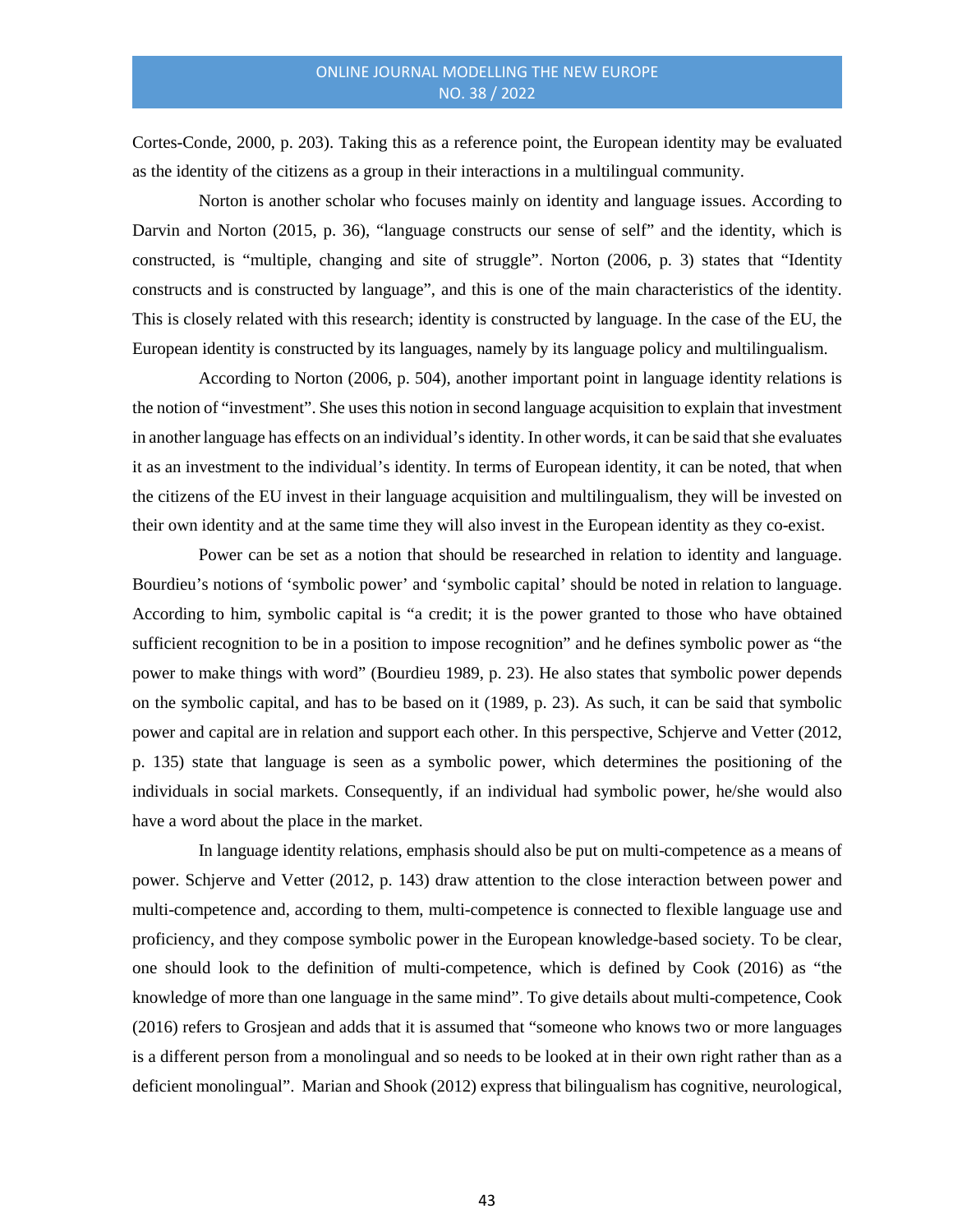Cortes-Conde, 2000, p. 203). Taking this as a reference point, the European identity may be evaluated as the identity of the citizens as a group in their interactions in a multilingual community.

Norton is another scholar who focuses mainly on identity and language issues. According to Darvin and Norton (2015, p. 36), "language constructs our sense of self" and the identity, which is constructed, is "multiple, changing and site of struggle". Norton (2006, p. 3) states that "Identity constructs and is constructed by language", and this is one of the main characteristics of the identity. This is closely related with this research; identity is constructed by language. In the case of the EU, the European identity is constructed by its languages, namely by its language policy and multilingualism.

According to Norton (2006, p. 504), another important point in language identity relations is the notion of "investment". She uses this notion in second language acquisition to explain that investment in another language has effects on an individual's identity. In other words, it can be said that she evaluates it as an investment to the individual's identity. In terms of European identity, it can be noted, that when the citizens of the EU invest in their language acquisition and multilingualism, they will be invested on their own identity and at the same time they will also invest in the European identity as they co-exist.

Power can be set as a notion that should be researched in relation to identity and language. Bourdieu's notions of 'symbolic power' and 'symbolic capital' should be noted in relation to language. According to him, symbolic capital is "a credit; it is the power granted to those who have obtained sufficient recognition to be in a position to impose recognition" and he defines symbolic power as "the power to make things with word" (Bourdieu 1989, p. 23). He also states that symbolic power depends on the symbolic capital, and has to be based on it (1989, p. 23). As such, it can be said that symbolic power and capital are in relation and support each other. In this perspective, Schjerve and Vetter (2012, p. 135) state that language is seen as a symbolic power, which determines the positioning of the individuals in social markets. Consequently, if an individual had symbolic power, he/she would also have a word about the place in the market.

In language identity relations, emphasis should also be put on multi-competence as a means of power. Schjerve and Vetter (2012, p. 143) draw attention to the close interaction between power and multi-competence and, according to them, multi-competence is connected to flexible language use and proficiency, and they compose symbolic power in the European knowledge-based society. To be clear, one should look to the definition of multi-competence, which is defined by Cook (2016) as "the knowledge of more than one language in the same mind". To give details about multi-competence, Cook (2016) refers to Grosjean and adds that it is assumed that "someone who knows two or more languages is a different person from a monolingual and so needs to be looked at in their own right rather than as a deficient monolingual". Marian and Shook (2012) express that bilingualism has cognitive, neurological,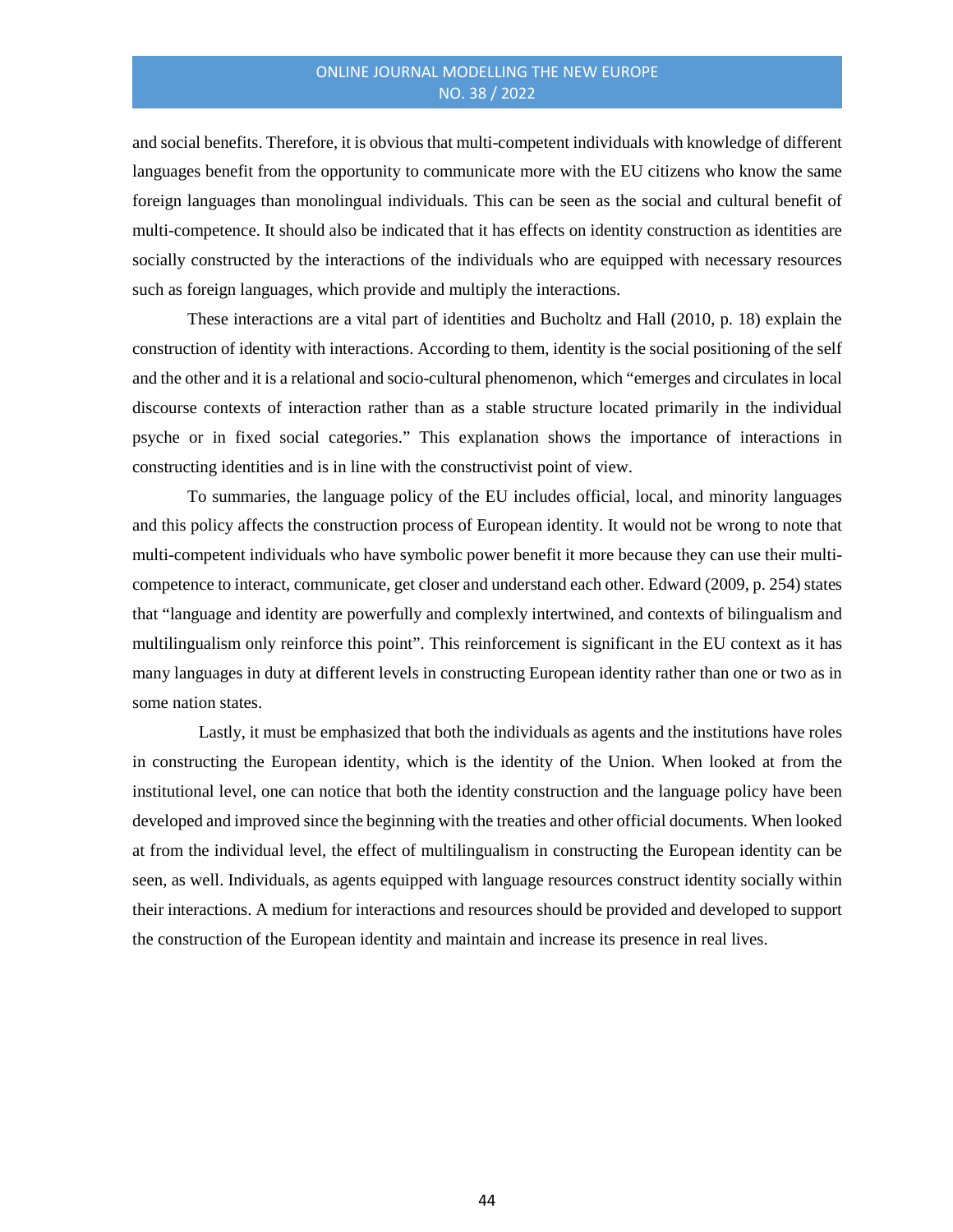and social benefits. Therefore, it is obvious that multi-competent individuals with knowledge of different languages benefit from the opportunity to communicate more with the EU citizens who know the same foreign languages than monolingual individuals. This can be seen as the social and cultural benefit of multi-competence. It should also be indicated that it has effects on identity construction as identities are socially constructed by the interactions of the individuals who are equipped with necessary resources such as foreign languages, which provide and multiply the interactions.

These interactions are a vital part of identities and Bucholtz and Hall (2010, p. 18) explain the construction of identity with interactions. According to them, identity is the social positioning of the self and the other and it is a relational and socio-cultural phenomenon, which "emerges and circulates in local discourse contexts of interaction rather than as a stable structure located primarily in the individual psyche or in fixed social categories." This explanation shows the importance of interactions in constructing identities and is in line with the constructivist point of view.

To summaries, the language policy of the EU includes official, local, and minority languages and this policy affects the construction process of European identity. It would not be wrong to note that multi-competent individuals who have symbolic power benefit it more because they can use their multi-competence to interact, communicate, get closer and understand each other. Edward (2009, p. 254) states that "language and identity are powerfully and complexly intertwined, and contexts of bilingualism and multilingualism only reinforce this point". This reinforcement is significant in the EU context as it has many languages in duty at different levels in constructing European identity rather than one or two as in some nation states.

Lastly, it must be emphasized that both the individuals as agents and the institutions have roles in constructing the European identity, which is the identity of the Union. When looked at from the institutional level, one can notice that both the identity construction and the language policy have been developed and improved since the beginning with the treaties and other official documents. When looked at from the individual level, the effect of multilingualism in constructing the European identity can be seen, as well. Individuals, as agents equipped with language resources construct identity socially within their interactions. A medium for interactions and resources should be provided and developed to support the construction of the European identity and maintain and increase its presence in real lives.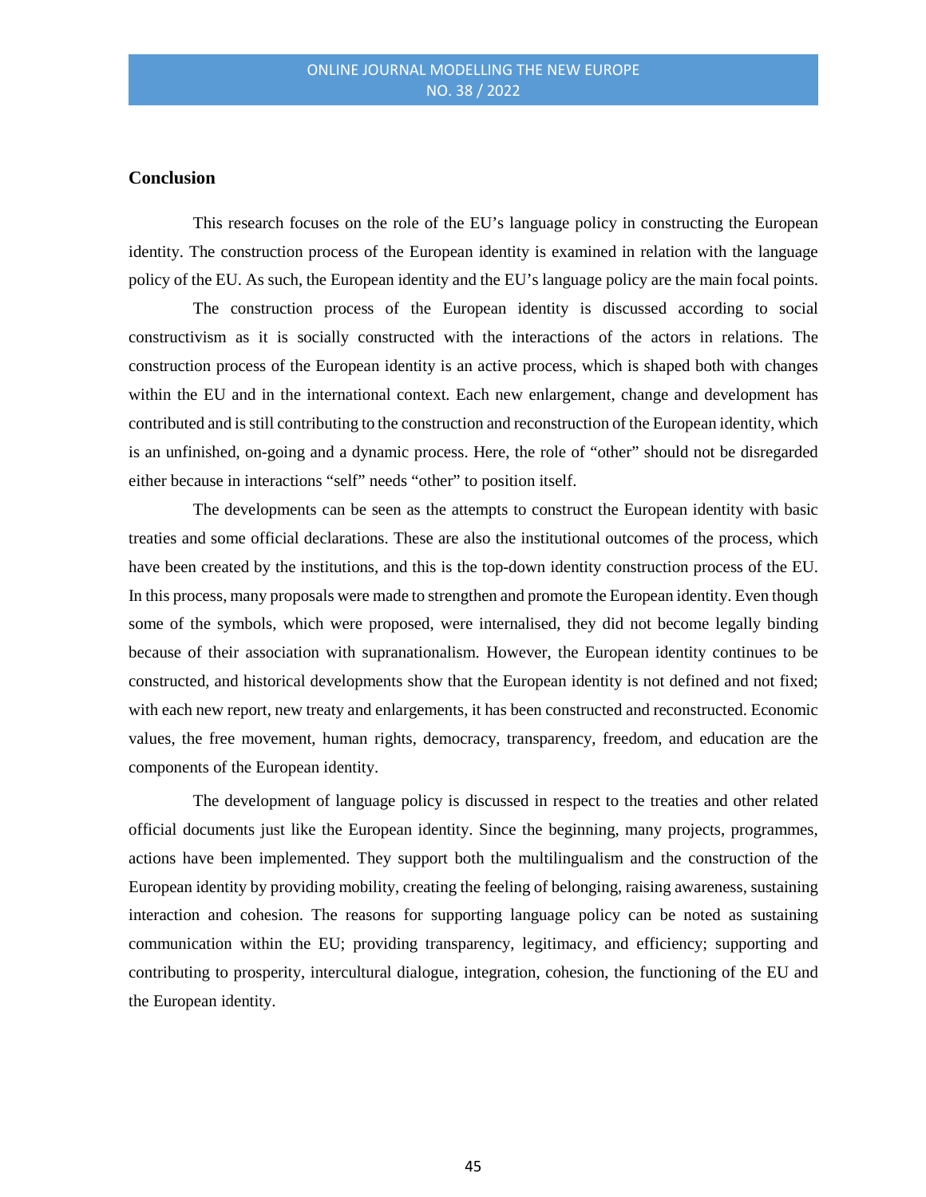## Conclusion

This research focuses on the role of the EU's language policy in constructing the European identity. The construction process of the European identity is examined in relation with the language policy of the EU. As such, the European identity and the EU's language policy are the main focal points.

The construction process of the European identity is discussed according to social constructivism as it is socially constructed with the interactions of the actors in relations. The construction process of the European identity is an active process, which is shaped both with changes within the EU and in the international context. Each new enlargement, change and development has contributed and is still contributing to the construction and reconstruction of the European identity, which is an unfinished, on-going and a dynamic process. Here, the role of "other" should not be disregarded either because in interactions "self" needs "other" to position itself.

The developments can be seen as the attempts to construct the European identity with basic treaties and some official declarations. These are also the institutional outcomes of the process, which have been created by the institutions, and this is the top-down identity construction process of the EU. In this process, many proposals were made to strengthen and promote the European identity. Even though some of the symbols, which were proposed, were internalised, they did not become legally binding because of their association with supranationalism. However, the European identity continues to be constructed, and historical developments show that the European identity is not defined and not fixed; with each new report, new treaty and enlargements, it has been constructed and reconstructed. Economic values, the free movement, human rights, democracy, transparency, freedom, and education are the components of the European identity.

The development of language policy is discussed in respect to the treaties and other related official documents just like the European identity. Since the beginning, many projects, programmes, actions have been implemented. They support both the multilingualism and the construction of the European identity by providing mobility, creating the feeling of belonging, raising awareness, sustaining interaction and cohesion. The reasons for supporting language policy can be noted as sustaining communication within the EU; providing transparency, legitimacy, and efficiency; supporting and contributing to prosperity, intercultural dialogue, integration, cohesion, the functioning of the EU and the European identity.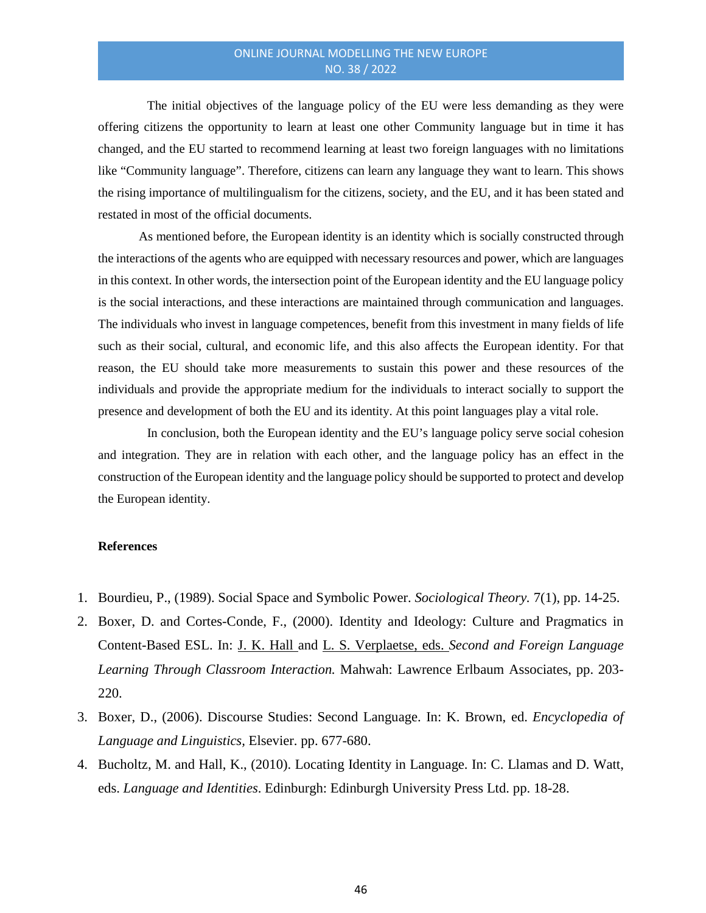The initial objectives of the language policy of the EU were less demanding as they were offering citizens the opportunity to learn at least one other Community language but in time it has changed, and the EU started to recommend learning at least two foreign languages with no limitations like "Community language". Therefore, citizens can learn any language they want to learn. This shows the rising importance of multilingualism for the citizens, society, and the EU, and it has been stated and restated in most of the official documents.

As mentioned before, the European identity is an identity which is socially constructed through the interactions of the agents who are equipped with necessary resources and power, which are languages in this context. In other words, the intersection point of the European identity and the EU language policy is the social interactions, and these interactions are maintained through communication and languages. The individuals who invest in language competences, benefit from this investment in many fields of life such as their social, cultural, and economic life, and this also affects the European identity. For that reason, the EU should take more measurements to sustain this power and these resources of the individuals and provide the appropriate medium for the individuals to interact socially to support the presence and development of both the EU and its identity. At this point languages play a vital role.

In conclusion, both the European identity and the EU's language policy serve social cohesion and integration. They are in relation with each other, and the language policy has an effect in the construction of the European identity and the language policy should be supported to protect and develop the European identity.

**References**

1. Bourdieu, P., (1989). Social Space and Symbolic Power. *Sociological Theory.* 7(1), pp. 14-25.
2. Boxer, D. and Cortes-Conde, F., (2000). Identity and Ideology: Culture and Pragmatics in Content-Based ESL. In: J. K. Hall and L. S. Verplaetse, eds. *Second and Foreign Language Learning Through Classroom Interaction.* Mahwah: Lawrence Erlbaum Associates, pp. 203-220.
3. Boxer, D., (2006). Discourse Studies: Second Language. In: K. Brown, ed. *Encyclopedia of Language and Linguistics,* Elsevier. pp. 677-680.
4. Bucholtz, M. and Hall, K., (2010). Locating Identity in Language. In: C. Llamas and D. Watt, eds. *Language and Identities*. Edinburgh: Edinburgh University Press Ltd. pp. 18-28.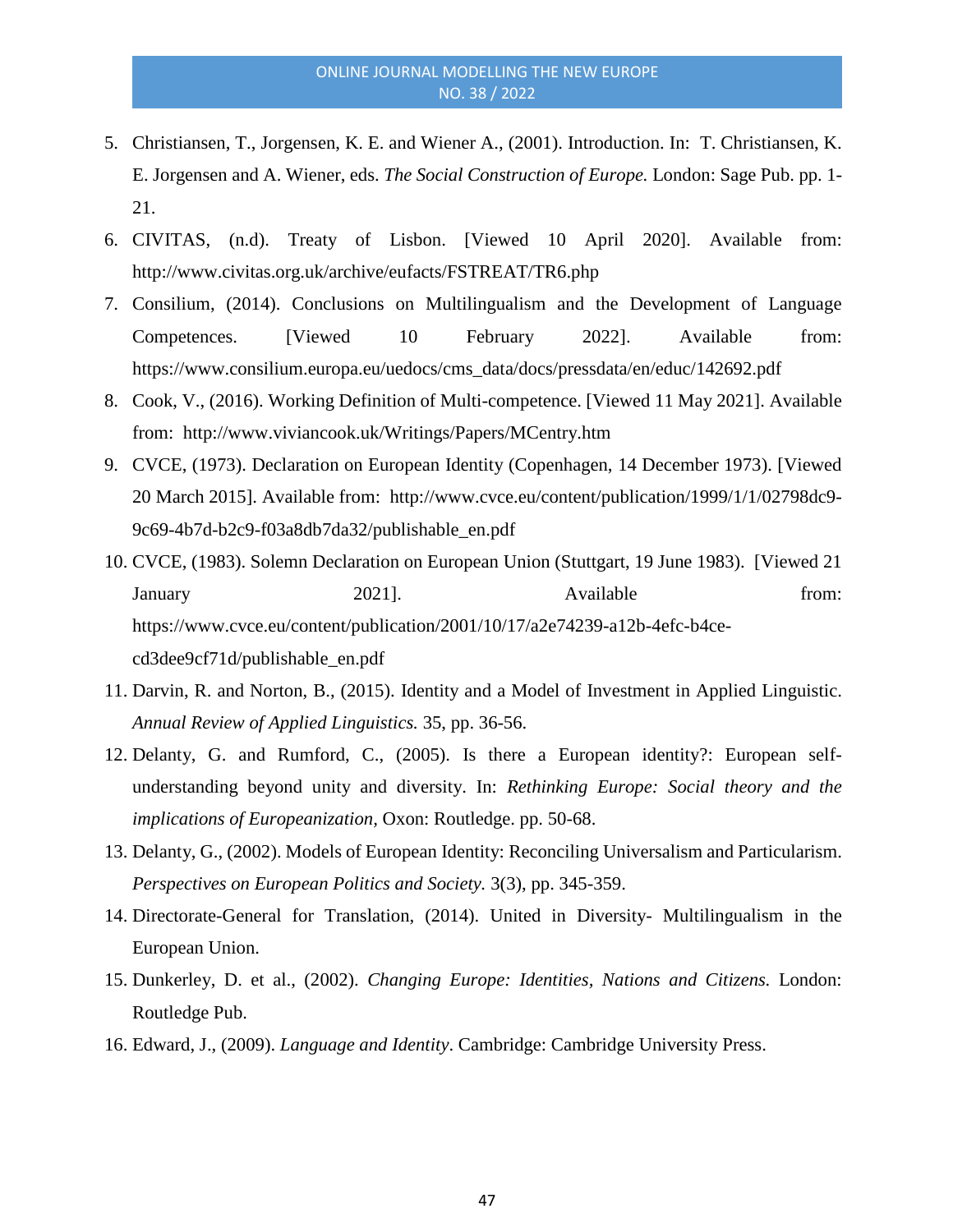5. Christiansen, T., Jorgensen, K. E. and Wiener A., (2001). Introduction. In: T. Christiansen, K. E. Jorgensen and A. Wiener, eds. *The Social Construction of Europe.* London: Sage Pub. pp. 1-21.
6. CIVITAS, (n.d). Treaty of Lisbon. [Viewed 10 April 2020]. Available from: http://www.civitas.org.uk/archive/eufacts/FSTREAT/TR6.php
7. Consilium, (2014). Conclusions on Multilingualism and the Development of Language Competences. [Viewed 10 February 2022]. Available from: https://www.consilium.europa.eu/uedocs/cms_data/docs/pressdata/en/educ/142692.pdf
8. Cook, V., (2016). Working Definition of Multi-competence. [Viewed 11 May 2021]. Available from: http://www.viviancook.uk/Writings/Papers/MCentry.htm
9. CVCE, (1973). Declaration on European Identity (Copenhagen, 14 December 1973). [Viewed 20 March 2015]. Available from: http://www.cvce.eu/content/publication/1999/1/1/02798dc9-9c69-4b7d-b2c9-f03a8db7da32/publishable_en.pdf
10. CVCE, (1983). Solemn Declaration on European Union (Stuttgart, 19 June 1983). [Viewed 21 January 2021]. Available from: https://www.cvce.eu/content/publication/2001/10/17/a2e74239-a12b-4efc-b4ce-cd3dee9cf71d/publishable_en.pdf
11. Darvin, R. and Norton, B., (2015). Identity and a Model of Investment in Applied Linguistic. *Annual Review of Applied Linguistics.* 35, pp. 36-56.
12. Delanty, G. and Rumford, C., (2005). Is there a European identity?: European self-understanding beyond unity and diversity. In: *Rethinking Europe: Social theory and the implications of Europeanization,* Oxon: Routledge. pp. 50-68.
13. Delanty, G., (2002). Models of European Identity: Reconciling Universalism and Particularism. *Perspectives on European Politics and Society.* 3(3), pp. 345-359.
14. Directorate-General for Translation, (2014). United in Diversity- Multilingualism in the European Union.
15. Dunkerley, D. et al., (2002). *Changing Europe: Identities, Nations and Citizens.* London: Routledge Pub.
16. Edward, J., (2009). *Language and Identity*. Cambridge: Cambridge University Press.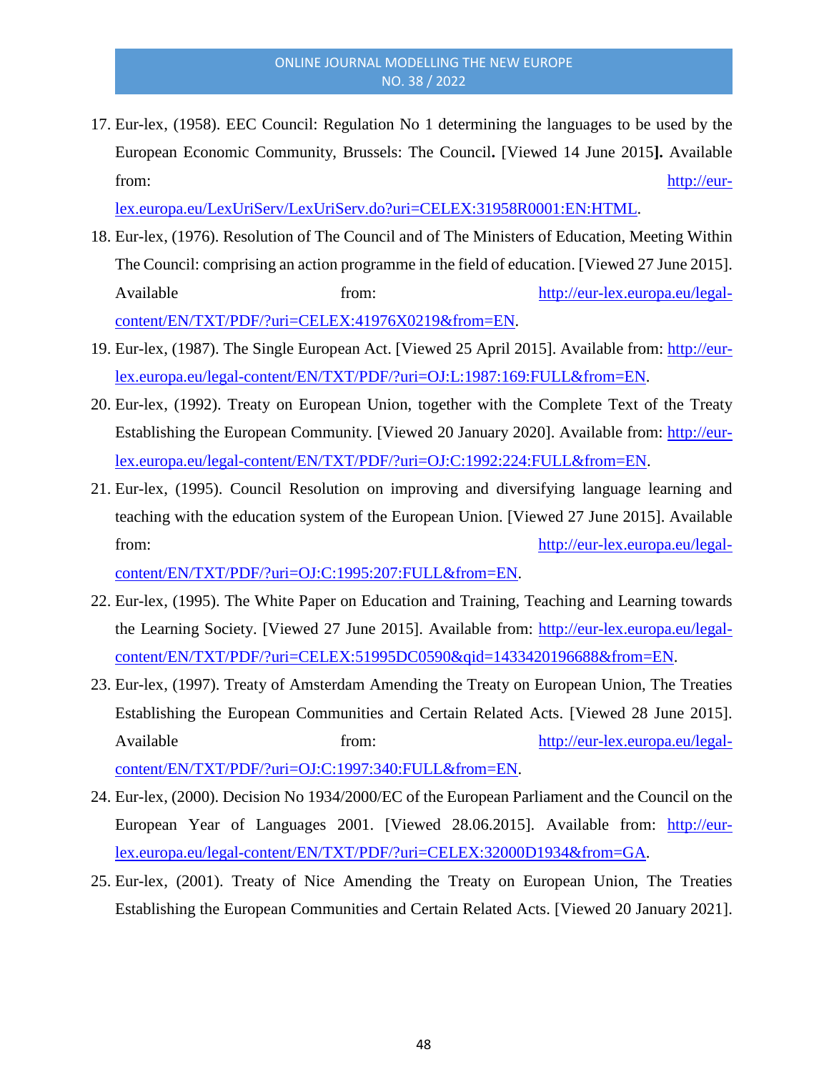17. Eur-lex, (1958). EEC Council: Regulation No 1 determining the languages to be used by the European Economic Community, Brussels: The Council**.** [Viewed 14 June 2015**].** Available from: http://eur-lex.europa.eu/LexUriServ/LexUriServ.do?uri=CELEX:31958R0001:EN:HTML.
18. Eur-lex, (1976). Resolution of The Council and of The Ministers of Education, Meeting Within The Council: comprising an action programme in the field of education. [Viewed 27 June 2015]. Available from: http://eur-lex.europa.eu/legal-content/EN/TXT/PDF/?uri=CELEX:41976X0219&from=EN.
19. Eur-lex, (1987). The Single European Act. [Viewed 25 April 2015]. Available from: http://eur-lex.europa.eu/legal-content/EN/TXT/PDF/?uri=OJ:L:1987:169:FULL&from=EN.
20. Eur-lex, (1992). Treaty on European Union, together with the Complete Text of the Treaty Establishing the European Community. [Viewed 20 January 2020]. Available from: http://eur-lex.europa.eu/legal-content/EN/TXT/PDF/?uri=OJ:C:1992:224:FULL&from=EN.
21. Eur-lex, (1995). Council Resolution on improving and diversifying language learning and teaching with the education system of the European Union. [Viewed 27 June 2015]. Available from: http://eur-lex.europa.eu/legal-content/EN/TXT/PDF/?uri=OJ:C:1995:207:FULL&from=EN.
22. Eur-lex, (1995). The White Paper on Education and Training, Teaching and Learning towards the Learning Society. [Viewed 27 June 2015]. Available from: http://eur-lex.europa.eu/legal-content/EN/TXT/PDF/?uri=CELEX:51995DC0590&qid=1433420196688&from=EN.
23. Eur-lex, (1997). Treaty of Amsterdam Amending the Treaty on European Union, The Treaties Establishing the European Communities and Certain Related Acts. [Viewed 28 June 2015]. Available from: http://eur-lex.europa.eu/legal-content/EN/TXT/PDF/?uri=OJ:C:1997:340:FULL&from=EN.
24. Eur-lex, (2000). Decision No 1934/2000/EC of the European Parliament and the Council on the European Year of Languages 2001. [Viewed 28.06.2015]. Available from: http://eur-lex.europa.eu/legal-content/EN/TXT/PDF/?uri=CELEX:32000D1934&from=GA.
25. Eur-lex, (2001). Treaty of Nice Amending the Treaty on European Union, The Treaties Establishing the European Communities and Certain Related Acts. [Viewed 20 January 2021].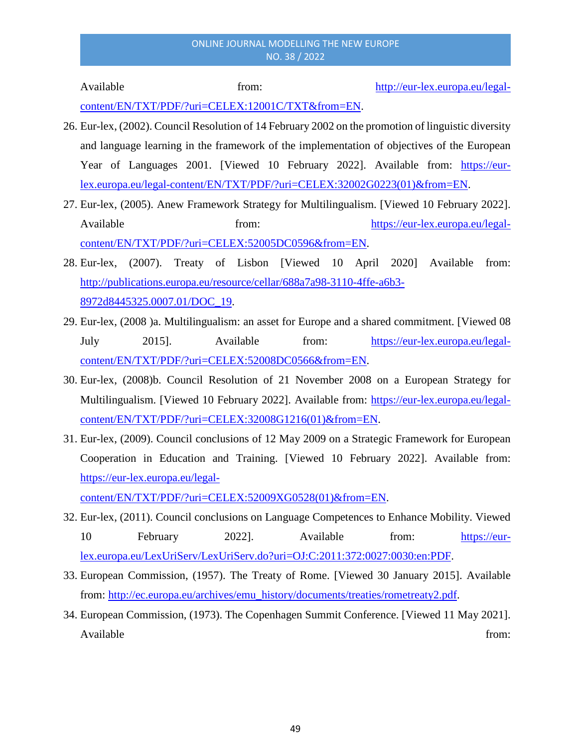Available from: http://eur-lex.europa.eu/legal-content/EN/TXT/PDF/?uri=CELEX:12001C/TXT&from=EN.

26. Eur-lex, (2002). Council Resolution of 14 February 2002 on the promotion of linguistic diversity and language learning in the framework of the implementation of objectives of the European Year of Languages 2001. [Viewed 10 February 2022]. Available from: https://eur-lex.europa.eu/legal-content/EN/TXT/PDF/?uri=CELEX:32002G0223(01)&from=EN.
27. Eur-lex, (2005). Anew Framework Strategy for Multilingualism. [Viewed 10 February 2022]. Available from: https://eur-lex.europa.eu/legal-content/EN/TXT/PDF/?uri=CELEX:52005DC0596&from=EN.
28. Eur-lex, (2007). Treaty of Lisbon [Viewed 10 April 2020] Available from: http://publications.europa.eu/resource/cellar/688a7a98-3110-4ffe-a6b3-8972d8445325.0007.01/DOC_19.
29. Eur-lex, (2008 )a. Multilingualism: an asset for Europe and a shared commitment. [Viewed 08 July 2015]. Available from: https://eur-lex.europa.eu/legal-content/EN/TXT/PDF/?uri=CELEX:52008DC0566&from=EN.
30. Eur-lex, (2008)b. Council Resolution of 21 November 2008 on a European Strategy for Multilingualism. [Viewed 10 February 2022]. Available from: https://eur-lex.europa.eu/legal-content/EN/TXT/PDF/?uri=CELEX:32008G1216(01)&from=EN.
31. Eur-lex, (2009). Council conclusions of 12 May 2009 on a Strategic Framework for European Cooperation in Education and Training. [Viewed 10 February 2022]. Available from: https://eur-lex.europa.eu/legal-content/EN/TXT/PDF/?uri=CELEX:52009XG0528(01)&from=EN.
32. Eur-lex, (2011). Council conclusions on Language Competences to Enhance Mobility. Viewed 10 February 2022]. Available from: https://eur-lex.europa.eu/LexUriServ/LexUriServ.do?uri=OJ:C:2011:372:0027:0030:en:PDF.
33. European Commission, (1957). The Treaty of Rome. [Viewed 30 January 2015]. Available from: http://ec.europa.eu/archives/emu_history/documents/treaties/rometreaty2.pdf.
34. European Commission, (1973). The Copenhagen Summit Conference. [Viewed 11 May 2021]. Available from: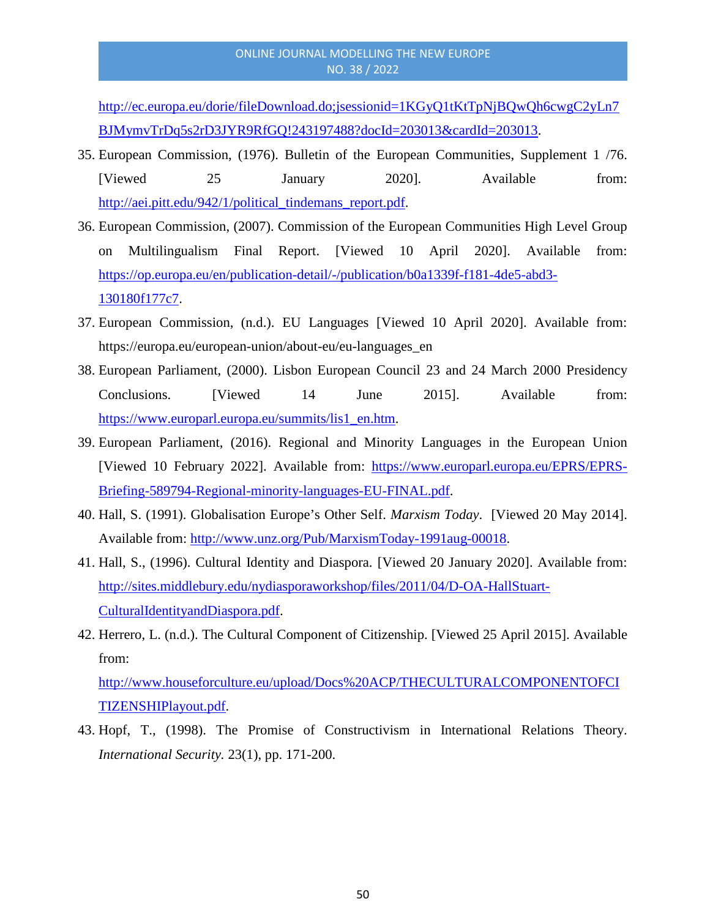http://ec.europa.eu/dorie/fileDownload.do;jsessionid=1KGyQ1tKtTpNjBQwQh6cwgC2yLn7BJMymvTrDq5s2rD3JYR9RfGQ!243197488?docId=203013&cardId=203013.

35. European Commission, (1976). Bulletin of the European Communities, Supplement 1 /76. [Viewed 25 January 2020]. Available from: http://aei.pitt.edu/942/1/political_tindemans_report.pdf.
36. European Commission, (2007). Commission of the European Communities High Level Group on Multilingualism Final Report. [Viewed 10 April 2020]. Available from: https://op.europa.eu/en/publication-detail/-/publication/b0a1339f-f181-4de5-abd3-130180f177c7.
37. European Commission, (n.d.). EU Languages [Viewed 10 April 2020]. Available from: https://europa.eu/european-union/about-eu/eu-languages_en
38. European Parliament, (2000). Lisbon European Council 23 and 24 March 2000 Presidency Conclusions. [Viewed 14 June 2015]. Available from: https://www.europarl.europa.eu/summits/lis1_en.htm.
39. European Parliament, (2016). Regional and Minority Languages in the European Union [Viewed 10 February 2022]. Available from: https://www.europarl.europa.eu/EPRS/EPRS-Briefing-589794-Regional-minority-languages-EU-FINAL.pdf.
40. Hall, S. (1991). Globalisation Europe's Other Self. *Marxism Today*. [Viewed 20 May 2014]. Available from: http://www.unz.org/Pub/MarxismToday-1991aug-00018.
41. Hall, S., (1996). Cultural Identity and Diaspora. [Viewed 20 January 2020]. Available from: http://sites.middlebury.edu/nydiasporaworkshop/files/2011/04/D-OA-HallStuart-CulturalIdentityandDiaspora.pdf.
42. Herrero, L. (n.d.). The Cultural Component of Citizenship. [Viewed 25 April 2015]. Available from: http://www.houseforculture.eu/upload/Docs%20ACP/THECULTURALCOMPONENTOFCITIZENSHIPlayout.pdf.
43. Hopf, T., (1998). The Promise of Constructivism in International Relations Theory. *International Security.* 23(1), pp. 171-200.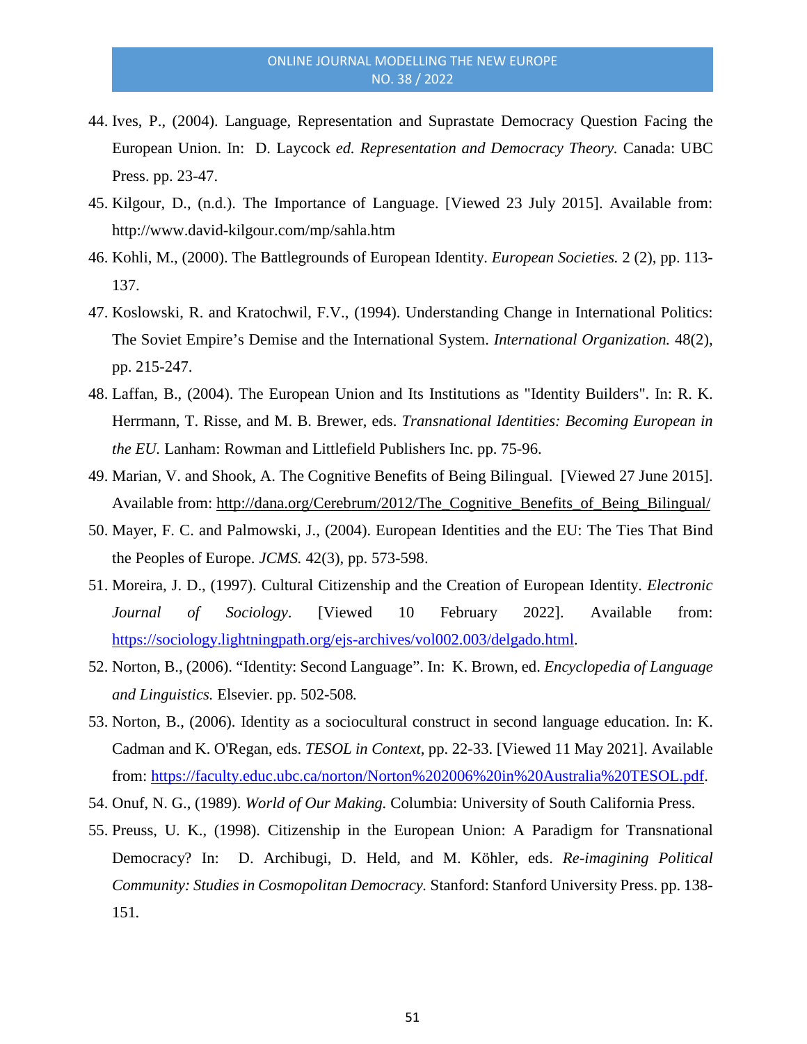44. Ives, P., (2004). Language, Representation and Suprastate Democracy Question Facing the European Union. In: D. Laycock *ed. Representation and Democracy Theory.* Canada: UBC Press. pp. 23-47.
45. Kilgour, D., (n.d.). The Importance of Language. [Viewed 23 July 2015]. Available from: http://www.david-kilgour.com/mp/sahla.htm
46. Kohli, M., (2000). The Battlegrounds of European Identity. *European Societies.* 2 (2), pp. 113-137.
47. Koslowski, R. and Kratochwil, F.V., (1994). Understanding Change in International Politics: The Soviet Empire's Demise and the International System. *International Organization.* 48(2), pp. 215-247.
48. Laffan, B., (2004). The European Union and Its Institutions as "Identity Builders". In: R. K. Herrmann, T. Risse, and M. B. Brewer, eds. *Transnational Identities: Becoming European in the EU.* Lanham: Rowman and Littlefield Publishers Inc. pp. 75-96.
49. Marian, V. and Shook, A. The Cognitive Benefits of Being Bilingual. [Viewed 27 June 2015]. Available from: http://dana.org/Cerebrum/2012/The_Cognitive_Benefits_of_Being_Bilingual/
50. Mayer, F. C. and Palmowski, J., (2004). European Identities and the EU: The Ties That Bind the Peoples of Europe. *JCMS.* 42(3), pp. 573-598.
51. Moreira, J. D., (1997). Cultural Citizenship and the Creation of European Identity. *Electronic Journal of Sociology*. [Viewed 10 February 2022]. Available from: https://sociology.lightningpath.org/ejs-archives/vol002.003/delgado.html.
52. Norton, B., (2006). "Identity: Second Language". In: K. Brown, ed. *Encyclopedia of Language and Linguistics.* Elsevier. pp. 502-508*.*
53. Norton, B., (2006). Identity as a sociocultural construct in second language education. In: K. Cadman and K. O'Regan, eds. *TESOL in Context*, pp. 22-33. [Viewed 11 May 2021]. Available from: https://faculty.educ.ubc.ca/norton/Norton%202006%20in%20Australia%20TESOL.pdf.
54. Onuf, N. G., (1989). *World of Our Making.* Columbia: University of South California Press.
55. Preuss, U. K., (1998). Citizenship in the European Union: A Paradigm for Transnational Democracy? In: D. Archibugi, D. Held, and M. Köhler, eds. *Re-imagining Political Community: Studies in Cosmopolitan Democracy.* Stanford: Stanford University Press. pp. 138-151*.*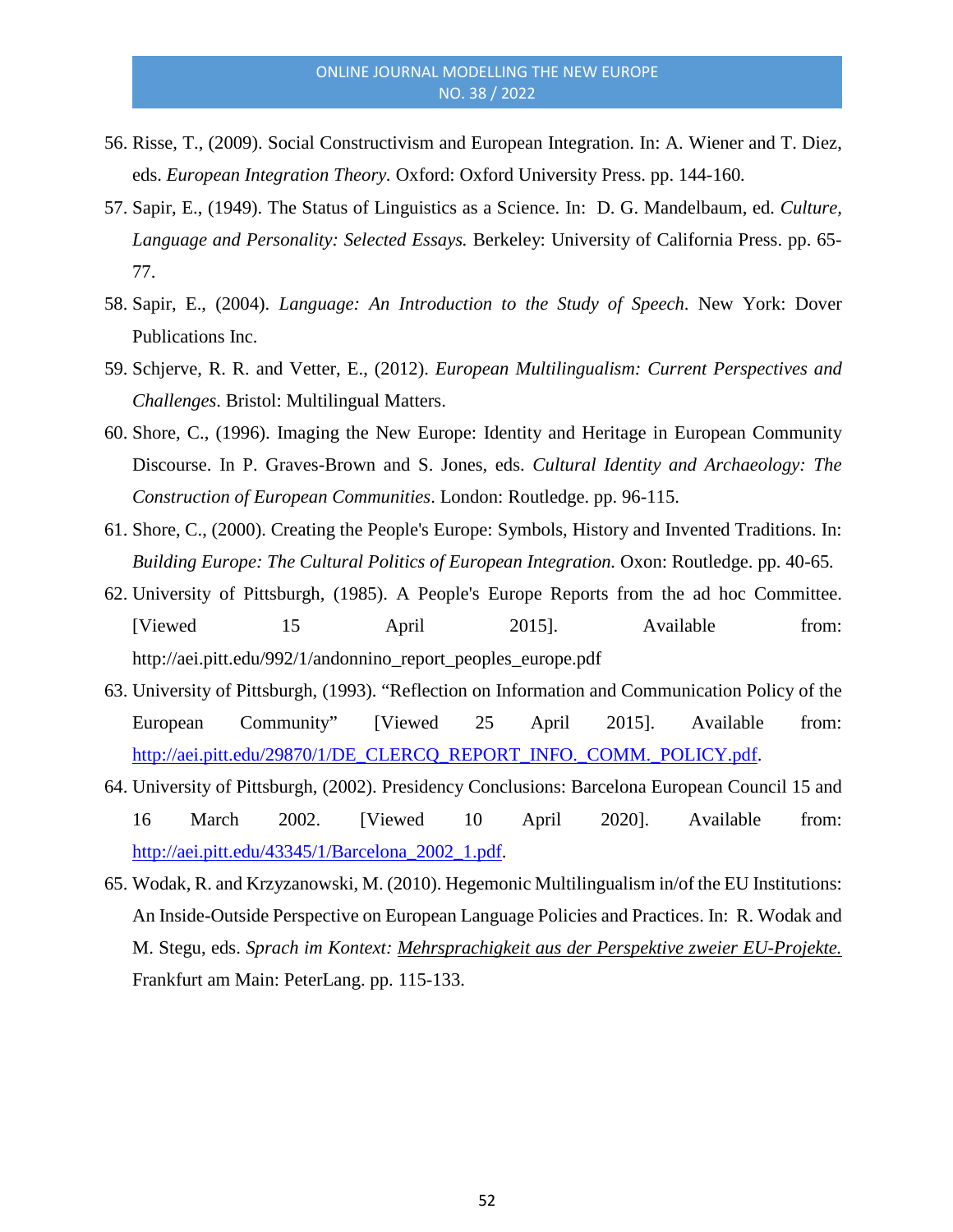56. Risse, T., (2009). Social Constructivism and European Integration. In: A. Wiener and T. Diez, eds. *European Integration Theory.* Oxford: Oxford University Press. pp. 144-160.
57. Sapir, E., (1949). The Status of Linguistics as a Science. In: D. G. Mandelbaum, ed. *Culture, Language and Personality: Selected Essays.* Berkeley: University of California Press. pp. 65-77.
58. Sapir, E., (2004). *Language: An Introduction to the Study of Speech*. New York: Dover Publications Inc.
59. Schjerve, R. R. and Vetter, E., (2012). *European Multilingualism: Current Perspectives and Challenges*. Bristol: Multilingual Matters.
60. Shore, C., (1996). Imaging the New Europe: Identity and Heritage in European Community Discourse. In P. Graves-Brown and S. Jones, eds. *Cultural Identity and Archaeology: The Construction of European Communities*. London: Routledge. pp. 96-115.
61. Shore, C., (2000). Creating the People's Europe: Symbols, History and Invented Traditions. In: *Building Europe: The Cultural Politics of European Integration.* Oxon: Routledge. pp. 40-65.
62. University of Pittsburgh, (1985). A People's Europe Reports from the ad hoc Committee. [Viewed 15 April 2015]. Available from: http://aei.pitt.edu/992/1/andonnino_report_peoples_europe.pdf
63. University of Pittsburgh, (1993). "Reflection on Information and Communication Policy of the European Community" [Viewed 25 April 2015]. Available from: http://aei.pitt.edu/29870/1/DE_CLERCQ_REPORT_INFO._COMM._POLICY.pdf.
64. University of Pittsburgh, (2002). Presidency Conclusions: Barcelona European Council 15 and 16 March 2002. [Viewed 10 April 2020]. Available from: http://aei.pitt.edu/43345/1/Barcelona_2002_1.pdf.
65. Wodak, R. and Krzyzanowski, M. (2010). Hegemonic Multilingualism in/of the EU Institutions: An Inside-Outside Perspective on European Language Policies and Practices. In: R. Wodak and M. Stegu, eds. *Sprach im Kontext: Mehrsprachigkeit aus der Perspektive zweier EU-Projekte.* Frankfurt am Main: PeterLang. pp. 115-133.